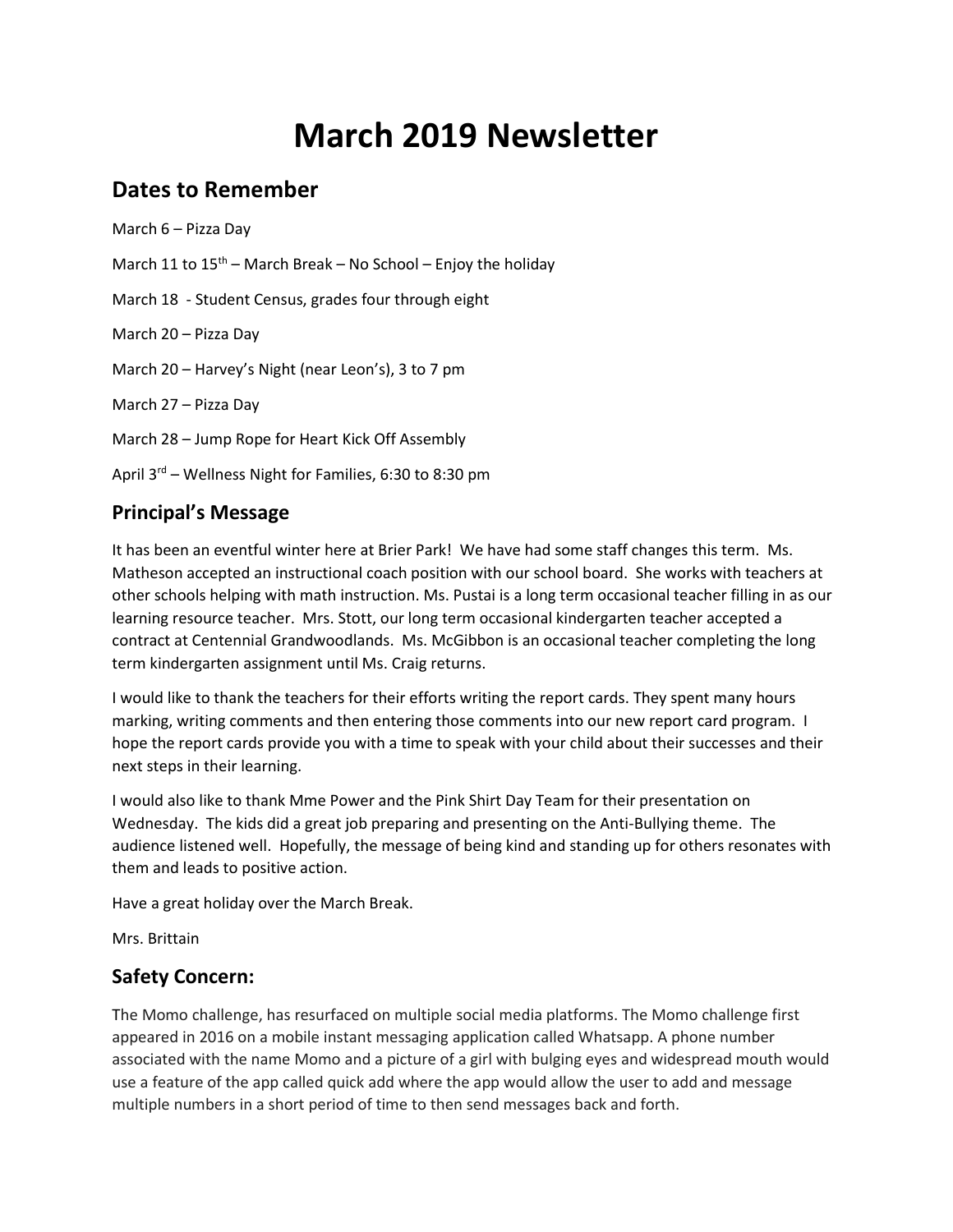# March 2019 Newsletter

## Dates to Remember

March 6 – Pizza Day

March 11 to 15th – March Break – No School – Enjoy the holiday

March 18 - Student Census, grades four through eight

March 20 – Pizza Day

March 20 – Harvey's Night (near Leon's), 3 to 7 pm

March 27 – Pizza Day

March 28 – Jump Rope for Heart Kick Off Assembly

April 3rd – Wellness Night for Families, 6:30 to 8:30 pm

## Principal's Message

It has been an eventful winter here at Brier Park! We have had some staff changes this term. Ms. Matheson accepted an instructional coach position with our school board. She works with teachers at other schools helping with math instruction. Ms. Pustai is a long term occasional teacher filling in as our learning resource teacher. Mrs. Stott, our long term occasional kindergarten teacher accepted a contract at Centennial Grandwoodlands. Ms. McGibbon is an occasional teacher completing the long term kindergarten assignment until Ms. Craig returns.

I would like to thank the teachers for their efforts writing the report cards. They spent many hours marking, writing comments and then entering those comments into our new report card program. I hope the report cards provide you with a time to speak with your child about their successes and their next steps in their learning.

I would also like to thank Mme Power and the Pink Shirt Day Team for their presentation on Wednesday. The kids did a great job preparing and presenting on the Anti-Bullying theme. The audience listened well. Hopefully, the message of being kind and standing up for others resonates with them and leads to positive action.

Have a great holiday over the March Break.

Mrs. Brittain

## Safety Concern:

The Momo challenge, has resurfaced on multiple social media platforms. The Momo challenge first appeared in 2016 on a mobile instant messaging application called Whatsapp. A phone number associated with the name Momo and a picture of a girl with bulging eyes and widespread mouth would use a feature of the app called quick add where the app would allow the user to add and message multiple numbers in a short period of time to then send messages back and forth.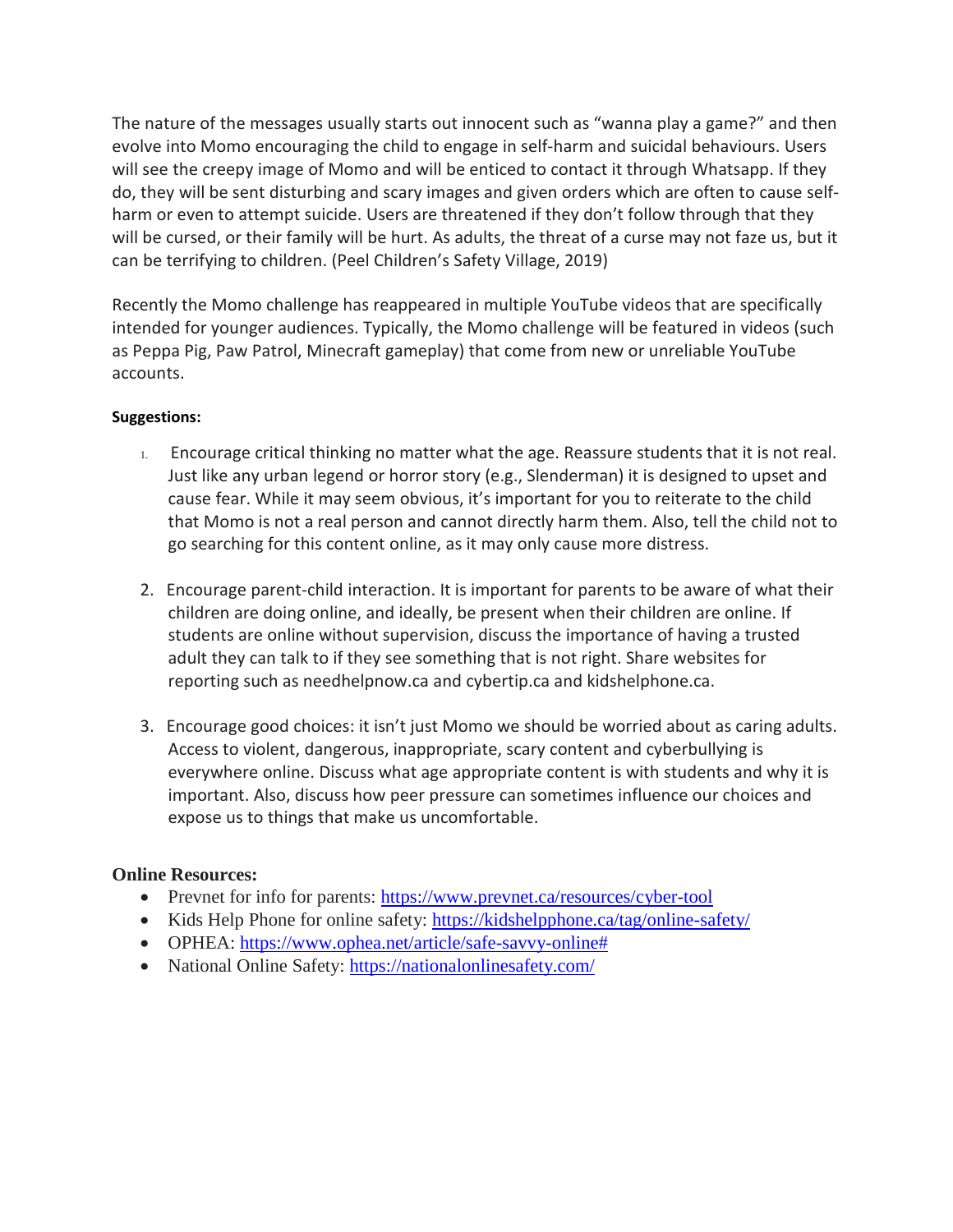The nature of the messages usually starts out innocent such as "wanna play a game?" and then evolve into Momo encouraging the child to engage in self-harm and suicidal behaviours. Users will see the creepy image of Momo and will be enticed to contact it through Whatsapp. If they do, they will be sent disturbing and scary images and given orders which are often to cause self-harm or even to attempt suicide. Users are threatened if they don't follow through that they will be cursed, or their family will be hurt. As adults, the threat of a curse may not faze us, but it can be terrifying to children. (Peel Children's Safety Village, 2019)

Recently the Momo challenge has reappeared in multiple YouTube videos that are specifically intended for younger audiences. Typically, the Momo challenge will be featured in videos (such as Peppa Pig, Paw Patrol, Minecraft gameplay) that come from new or unreliable YouTube accounts.

**Suggestions:**

1. Encourage critical thinking no matter what the age. Reassure students that it is not real. Just like any urban legend or horror story (e.g., Slenderman) it is designed to upset and cause fear. While it may seem obvious, it's important for you to reiterate to the child that Momo is not a real person and cannot directly harm them. Also, tell the child not to go searching for this content online, as it may only cause more distress.

2. Encourage parent-child interaction. It is important for parents to be aware of what their children are doing online, and ideally, be present when their children are online. If students are online without supervision, discuss the importance of having a trusted adult they can talk to if they see something that is not right. Share websites for reporting such as needhelpnow.ca and cybertip.ca and kidshelphone.ca.

3. Encourage good choices: it isn't just Momo we should be worried about as caring adults. Access to violent, dangerous, inappropriate, scary content and cyberbullying is everywhere online. Discuss what age appropriate content is with students and why it is important. Also, discuss how peer pressure can sometimes influence our choices and expose us to things that make us uncomfortable.

**Online Resources:**

- Prevnet for info for parents: https://www.prevnet.ca/resources/cyber-tool
- Kids Help Phone for online safety: https://kidshelpphone.ca/tag/online-safety/
- OPHEA: https://www.ophea.net/article/safe-savvy-online#
- National Online Safety: https://nationalonlinesafety.com/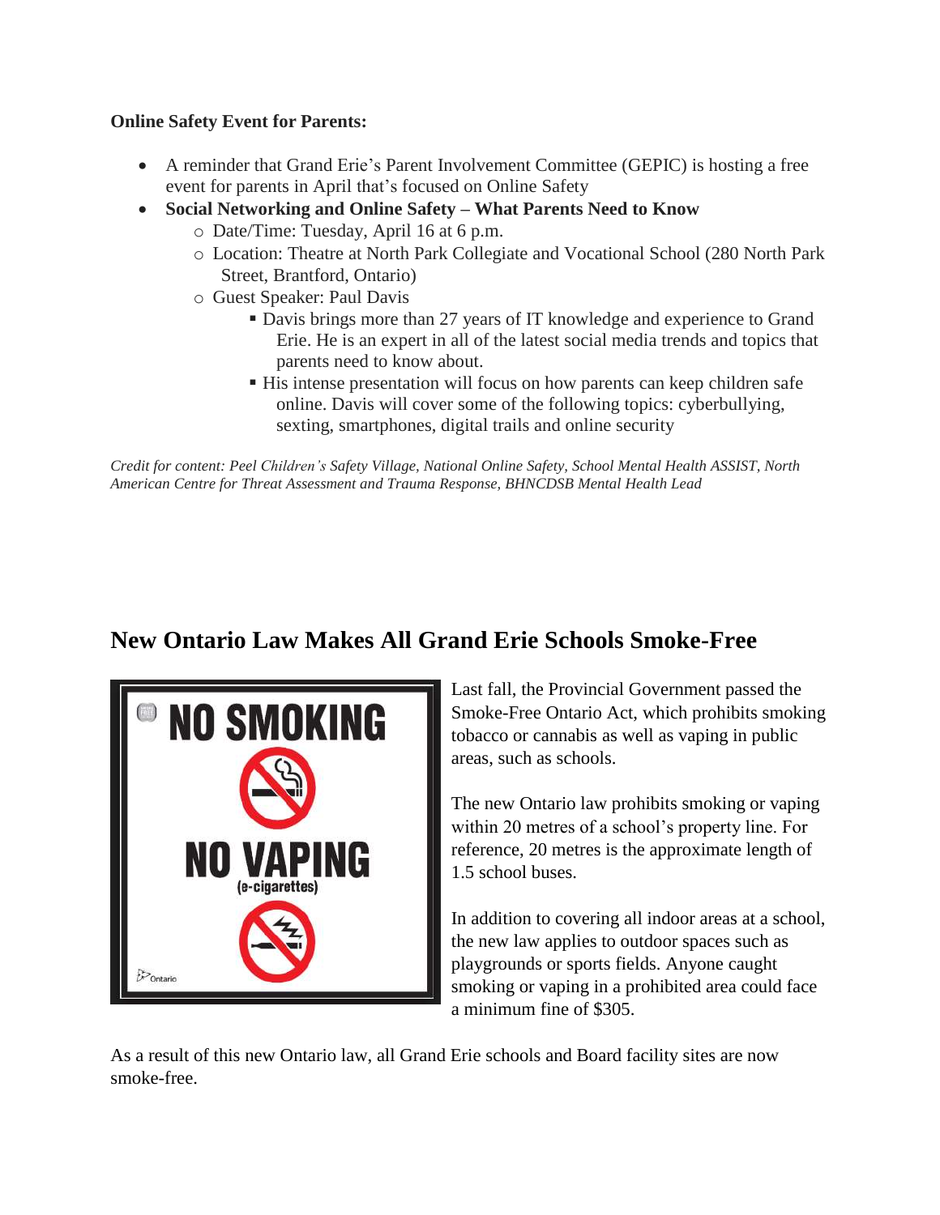**Online Safety Event for Parents:**

- A reminder that Grand Erie's Parent Involvement Committee (GEPIC) is hosting a free event for parents in April that's focused on Online Safety
- **Social Networking and Online Safety – What Parents Need to Know**
  - Date/Time: Tuesday, April 16 at 6 p.m.
  - Location: Theatre at North Park Collegiate and Vocational School (280 North Park Street, Brantford, Ontario)
  - Guest Speaker: Paul Davis
    - Davis brings more than 27 years of IT knowledge and experience to Grand Erie. He is an expert in all of the latest social media trends and topics that parents need to know about.
    - His intense presentation will focus on how parents can keep children safe online. Davis will cover some of the following topics: cyberbullying, sexting, smartphones, digital trails and online security

*Credit for content: Peel Children's Safety Village, National Online Safety, School Mental Health ASSIST, North American Centre for Threat Assessment and Trauma Response, BHNCDSB Mental Health Lead*

## New Ontario Law Makes All Grand Erie Schools Smoke-Free

Last fall, the Provincial Government passed the Smoke-Free Ontario Act, which prohibits smoking tobacco or cannabis as well as vaping in public areas, such as schools.

The new Ontario law prohibits smoking or vaping within 20 metres of a school's property line. For reference, 20 metres is the approximate length of 1.5 school buses.

In addition to covering all indoor areas at a school, the new law applies to outdoor spaces such as playgrounds or sports fields. Anyone caught smoking or vaping in a prohibited area could face a minimum fine of $305.

As a result of this new Ontario law, all Grand Erie schools and Board facility sites are now smoke-free.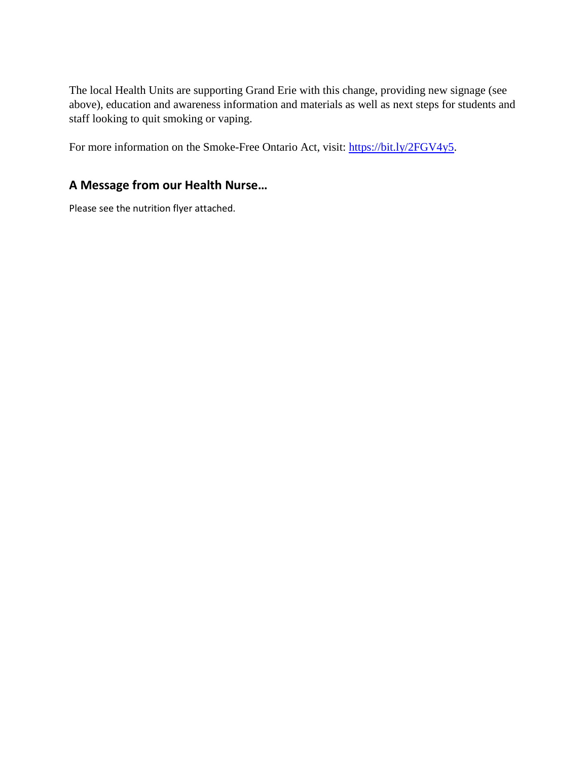The local Health Units are supporting Grand Erie with this change, providing new signage (see above), education and awareness information and materials as well as next steps for students and staff looking to quit smoking or vaping.

For more information on the Smoke-Free Ontario Act, visit: https://bit.ly/2FGV4y5.

## A Message from our Health Nurse…

Please see the nutrition flyer attached.